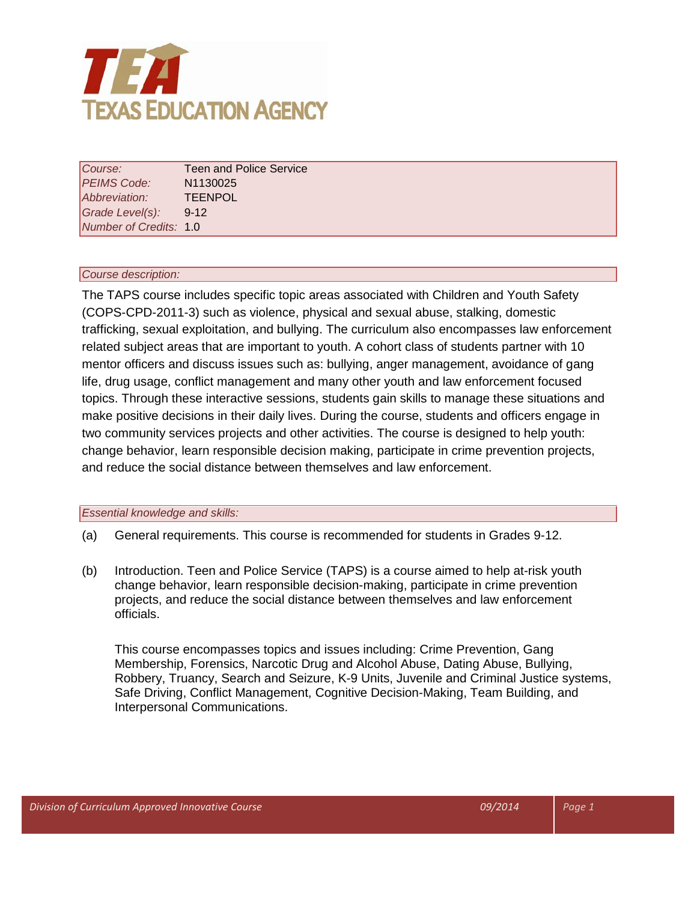# TEXAS EDUCATION AGENCY

| | |
|---|---|
| *Course:* | Teen and Police Service |
| *PEIMS Code:* | N1130025 |
| *Abbreviation:* | TEENPOL |
| *Grade Level(s):* | 9-12 |
| *Number of Credits:* | 1.0 |

*Course description:*

The TAPS course includes specific topic areas associated with Children and Youth Safety (COPS-CPD-2011-3) such as violence, physical and sexual abuse, stalking, domestic trafficking, sexual exploitation, and bullying. The curriculum also encompasses law enforcement related subject areas that are important to youth. A cohort class of students partner with 10 mentor officers and discuss issues such as: bullying, anger management, avoidance of gang life, drug usage, conflict management and many other youth and law enforcement focused topics. Through these interactive sessions, students gain skills to manage these situations and make positive decisions in their daily lives. During the course, students and officers engage in two community services projects and other activities. The course is designed to help youth: change behavior, learn responsible decision making, participate in crime prevention projects, and reduce the social distance between themselves and law enforcement.

*Essential knowledge and skills:*

(a) General requirements. This course is recommended for students in Grades 9-12.

(b) Introduction. Teen and Police Service (TAPS) is a course aimed to help at-risk youth change behavior, learn responsible decision-making, participate in crime prevention projects, and reduce the social distance between themselves and law enforcement officials.

This course encompasses topics and issues including: Crime Prevention, Gang Membership, Forensics, Narcotic Drug and Alcohol Abuse, Dating Abuse, Bullying, Robbery, Truancy, Search and Seizure, K-9 Units, Juvenile and Criminal Justice systems, Safe Driving, Conflict Management, Cognitive Decision-Making, Team Building, and Interpersonal Communications.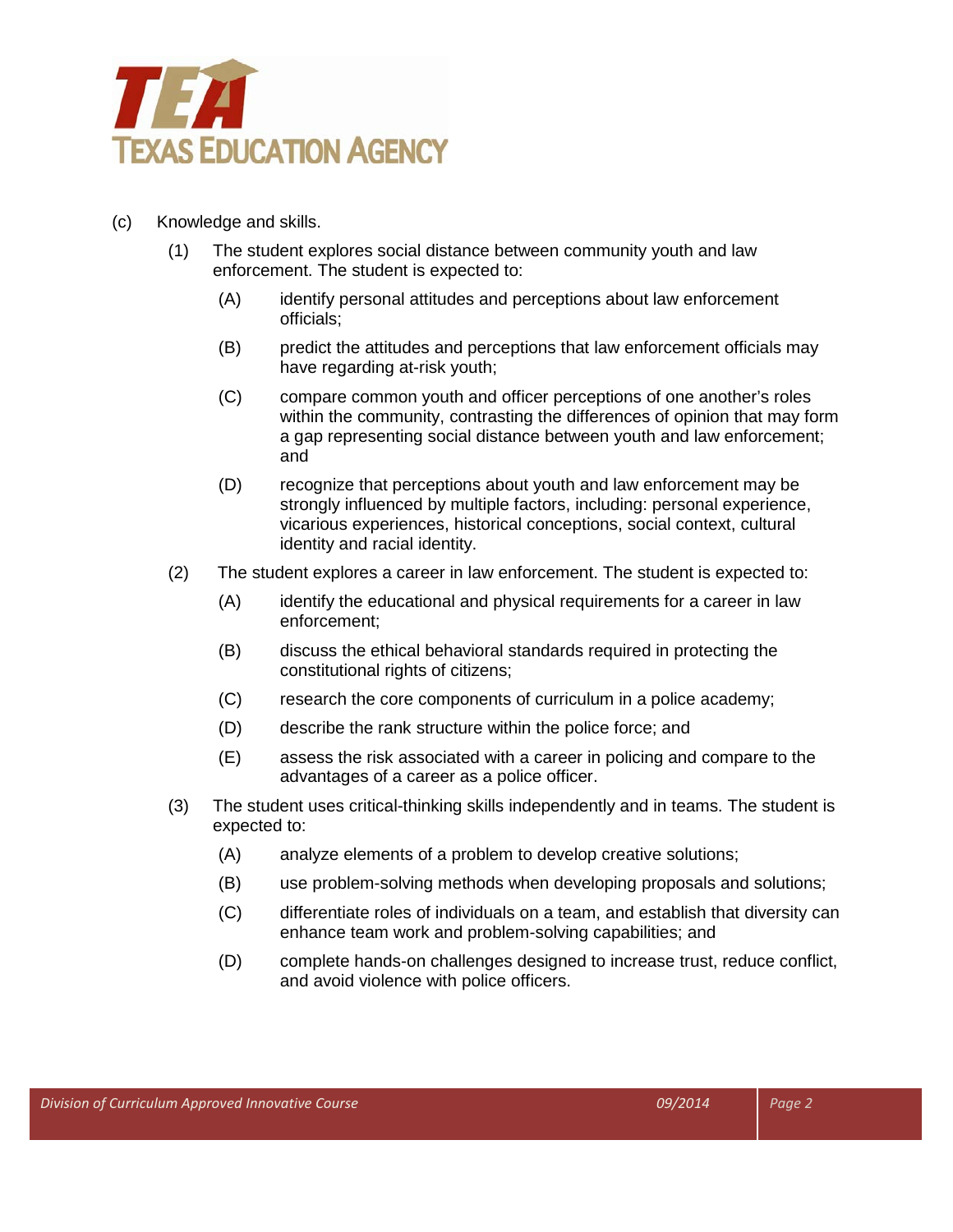(c) Knowledge and skills.

(1) The student explores social distance between community youth and law enforcement. The student is expected to:

(A) identify personal attitudes and perceptions about law enforcement officials;

(B) predict the attitudes and perceptions that law enforcement officials may have regarding at-risk youth;

(C) compare common youth and officer perceptions of one another's roles within the community, contrasting the differences of opinion that may form a gap representing social distance between youth and law enforcement; and

(D) recognize that perceptions about youth and law enforcement may be strongly influenced by multiple factors, including: personal experience, vicarious experiences, historical conceptions, social context, cultural identity and racial identity.

(2) The student explores a career in law enforcement. The student is expected to:

(A) identify the educational and physical requirements for a career in law enforcement;

(B) discuss the ethical behavioral standards required in protecting the constitutional rights of citizens;

(C) research the core components of curriculum in a police academy;

(D) describe the rank structure within the police force; and

(E) assess the risk associated with a career in policing and compare to the advantages of a career as a police officer.

(3) The student uses critical-thinking skills independently and in teams. The student is expected to:

(A) analyze elements of a problem to develop creative solutions;

(B) use problem-solving methods when developing proposals and solutions;

(C) differentiate roles of individuals on a team, and establish that diversity can enhance team work and problem-solving capabilities; and

(D) complete hands-on challenges designed to increase trust, reduce conflict, and avoid violence with police officers.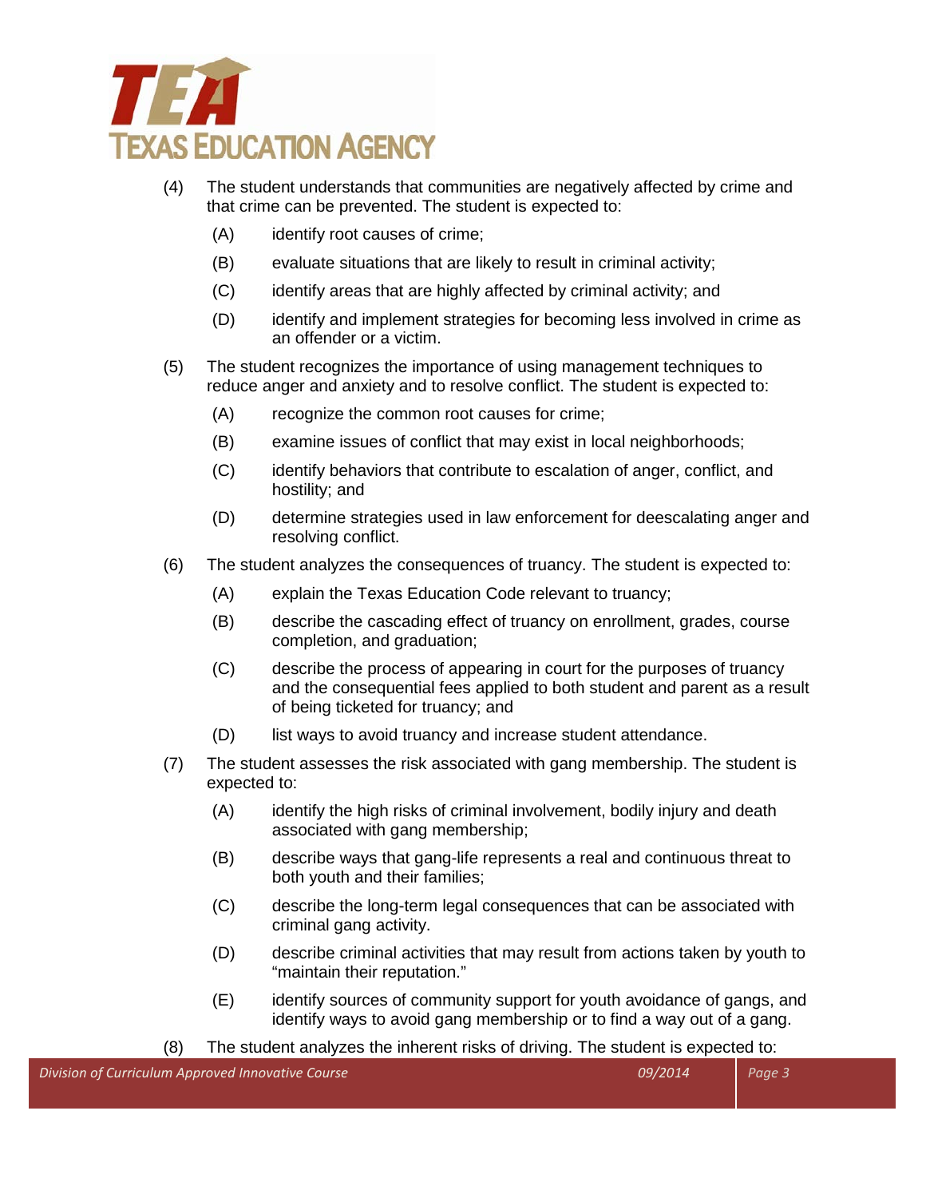(4) The student understands that communities are negatively affected by crime and that crime can be prevented. The student is expected to:

   (A) identify root causes of crime;

   (B) evaluate situations that are likely to result in criminal activity;

   (C) identify areas that are highly affected by criminal activity; and

   (D) identify and implement strategies for becoming less involved in crime as an offender or a victim.

(5) The student recognizes the importance of using management techniques to reduce anger and anxiety and to resolve conflict. The student is expected to:

   (A) recognize the common root causes for crime;

   (B) examine issues of conflict that may exist in local neighborhoods;

   (C) identify behaviors that contribute to escalation of anger, conflict, and hostility; and

   (D) determine strategies used in law enforcement for deescalating anger and resolving conflict.

(6) The student analyzes the consequences of truancy. The student is expected to:

   (A) explain the Texas Education Code relevant to truancy;

   (B) describe the cascading effect of truancy on enrollment, grades, course completion, and graduation;

   (C) describe the process of appearing in court for the purposes of truancy and the consequential fees applied to both student and parent as a result of being ticketed for truancy; and

   (D) list ways to avoid truancy and increase student attendance.

(7) The student assesses the risk associated with gang membership. The student is expected to:

   (A) identify the high risks of criminal involvement, bodily injury and death associated with gang membership;

   (B) describe ways that gang-life represents a real and continuous threat to both youth and their families;

   (C) describe the long-term legal consequences that can be associated with criminal gang activity.

   (D) describe criminal activities that may result from actions taken by youth to "maintain their reputation."

   (E) identify sources of community support for youth avoidance of gangs, and identify ways to avoid gang membership or to find a way out of a gang.

(8) The student analyzes the inherent risks of driving. The student is expected to: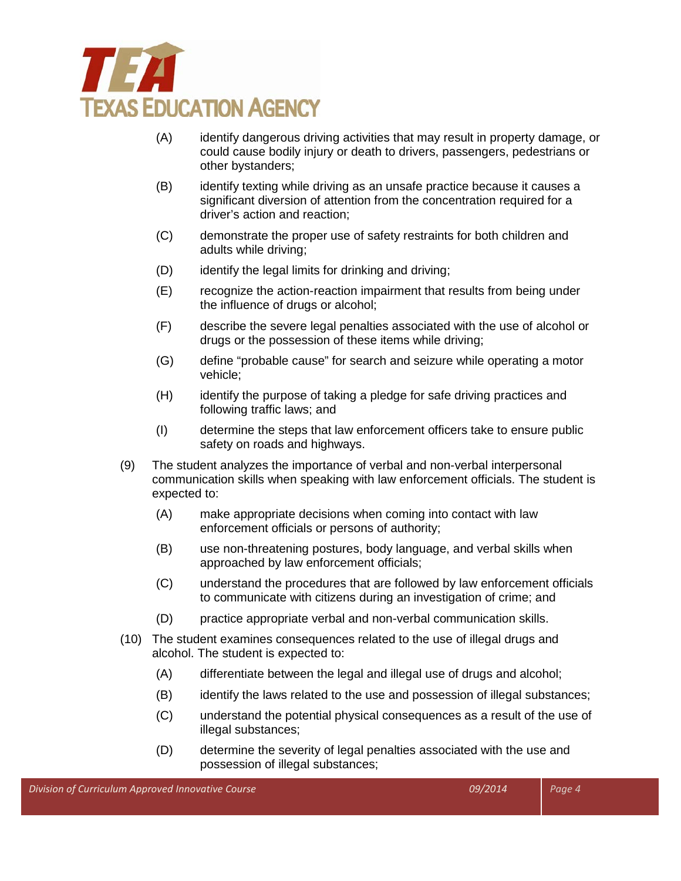(A) identify dangerous driving activities that may result in property damage, or could cause bodily injury or death to drivers, passengers, pedestrians or other bystanders;

(B) identify texting while driving as an unsafe practice because it causes a significant diversion of attention from the concentration required for a driver's action and reaction;

(C) demonstrate the proper use of safety restraints for both children and adults while driving;

(D) identify the legal limits for drinking and driving;

(E) recognize the action-reaction impairment that results from being under the influence of drugs or alcohol;

(F) describe the severe legal penalties associated with the use of alcohol or drugs or the possession of these items while driving;

(G) define "probable cause" for search and seizure while operating a motor vehicle;

(H) identify the purpose of taking a pledge for safe driving practices and following traffic laws; and

(I) determine the steps that law enforcement officers take to ensure public safety on roads and highways.

(9) The student analyzes the importance of verbal and non-verbal interpersonal communication skills when speaking with law enforcement officials. The student is expected to:

(A) make appropriate decisions when coming into contact with law enforcement officials or persons of authority;

(B) use non-threatening postures, body language, and verbal skills when approached by law enforcement officials;

(C) understand the procedures that are followed by law enforcement officials to communicate with citizens during an investigation of crime; and

(D) practice appropriate verbal and non-verbal communication skills.

(10) The student examines consequences related to the use of illegal drugs and alcohol. The student is expected to:

(A) differentiate between the legal and illegal use of drugs and alcohol;

(B) identify the laws related to the use and possession of illegal substances;

(C) understand the potential physical consequences as a result of the use of illegal substances;

(D) determine the severity of legal penalties associated with the use and possession of illegal substances;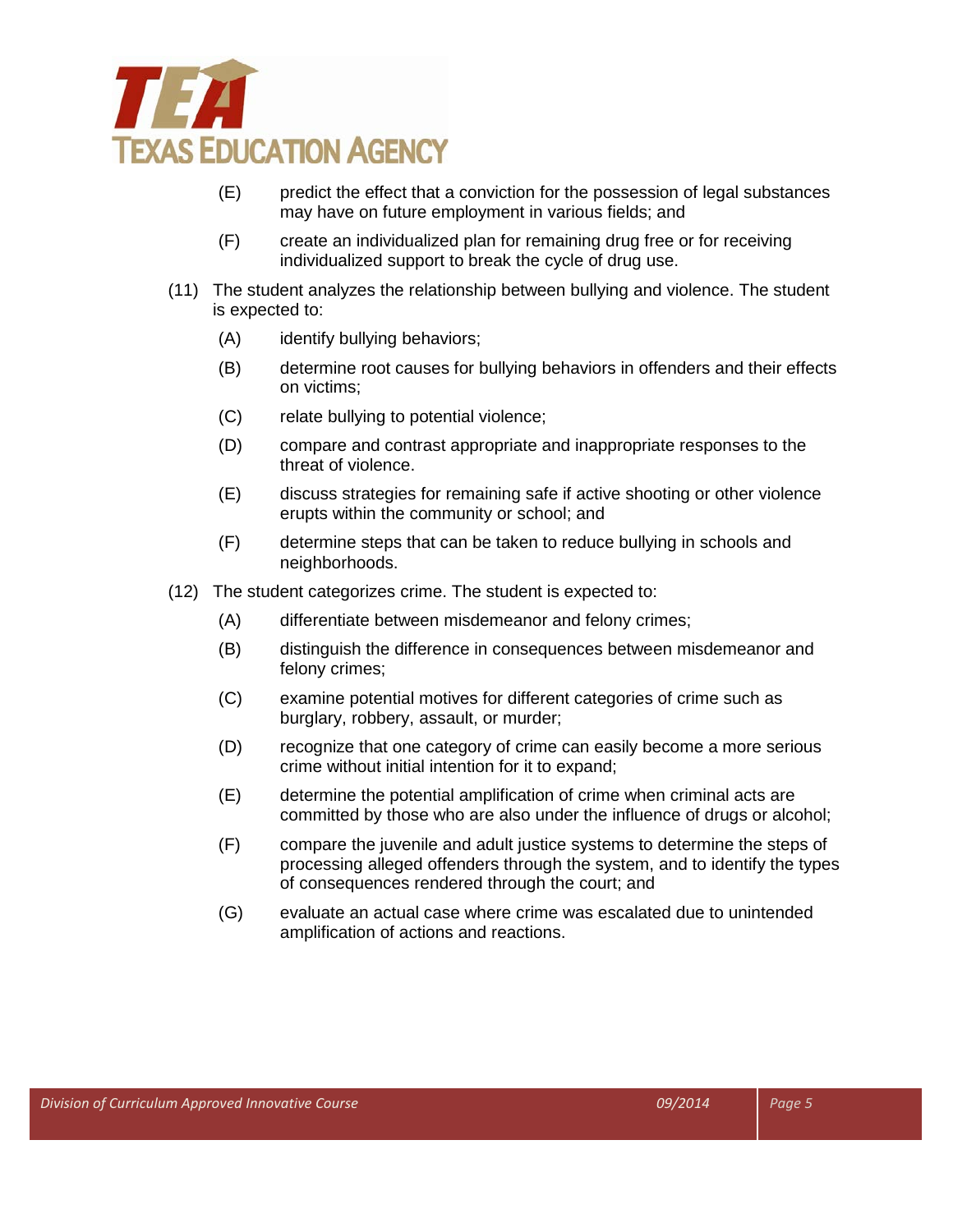(E) predict the effect that a conviction for the possession of legal substances may have on future employment in various fields; and

(F) create an individualized plan for remaining drug free or for receiving individualized support to break the cycle of drug use.

(11) The student analyzes the relationship between bullying and violence. The student is expected to:

(A) identify bullying behaviors;

(B) determine root causes for bullying behaviors in offenders and their effects on victims;

(C) relate bullying to potential violence;

(D) compare and contrast appropriate and inappropriate responses to the threat of violence.

(E) discuss strategies for remaining safe if active shooting or other violence erupts within the community or school; and

(F) determine steps that can be taken to reduce bullying in schools and neighborhoods.

(12) The student categorizes crime. The student is expected to:

(A) differentiate between misdemeanor and felony crimes;

(B) distinguish the difference in consequences between misdemeanor and felony crimes;

(C) examine potential motives for different categories of crime such as burglary, robbery, assault, or murder;

(D) recognize that one category of crime can easily become a more serious crime without initial intention for it to expand;

(E) determine the potential amplification of crime when criminal acts are committed by those who are also under the influence of drugs or alcohol;

(F) compare the juvenile and adult justice systems to determine the steps of processing alleged offenders through the system, and to identify the types of consequences rendered through the court; and

(G) evaluate an actual case where crime was escalated due to unintended amplification of actions and reactions.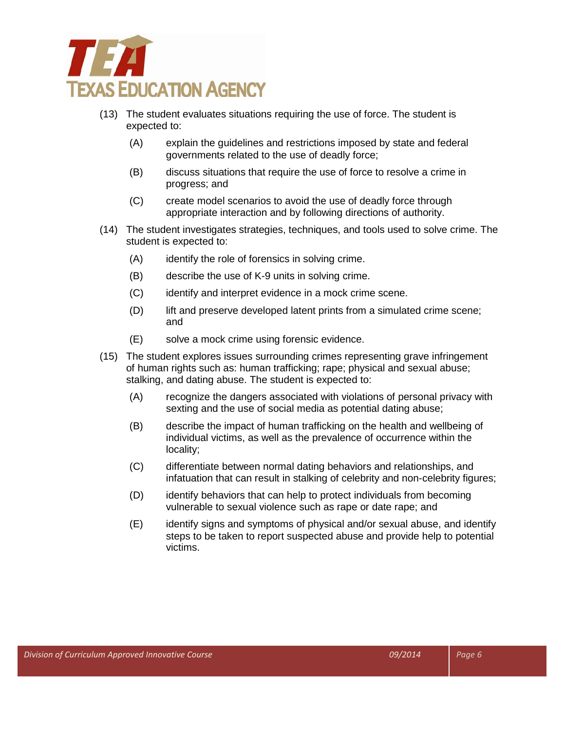(13) The student evaluates situations requiring the use of force. The student is expected to:

   (A) explain the guidelines and restrictions imposed by state and federal governments related to the use of deadly force;

   (B) discuss situations that require the use of force to resolve a crime in progress; and

   (C) create model scenarios to avoid the use of deadly force through appropriate interaction and by following directions of authority.

(14) The student investigates strategies, techniques, and tools used to solve crime. The student is expected to:

   (A) identify the role of forensics in solving crime.

   (B) describe the use of K-9 units in solving crime.

   (C) identify and interpret evidence in a mock crime scene.

   (D) lift and preserve developed latent prints from a simulated crime scene; and

   (E) solve a mock crime using forensic evidence.

(15) The student explores issues surrounding crimes representing grave infringement of human rights such as: human trafficking; rape; physical and sexual abuse; stalking, and dating abuse. The student is expected to:

   (A) recognize the dangers associated with violations of personal privacy with sexting and the use of social media as potential dating abuse;

   (B) describe the impact of human trafficking on the health and wellbeing of individual victims, as well as the prevalence of occurrence within the locality;

   (C) differentiate between normal dating behaviors and relationships, and infatuation that can result in stalking of celebrity and non-celebrity figures;

   (D) identify behaviors that can help to protect individuals from becoming vulnerable to sexual violence such as rape or date rape; and

   (E) identify signs and symptoms of physical and/or sexual abuse, and identify steps to be taken to report suspected abuse and provide help to potential victims.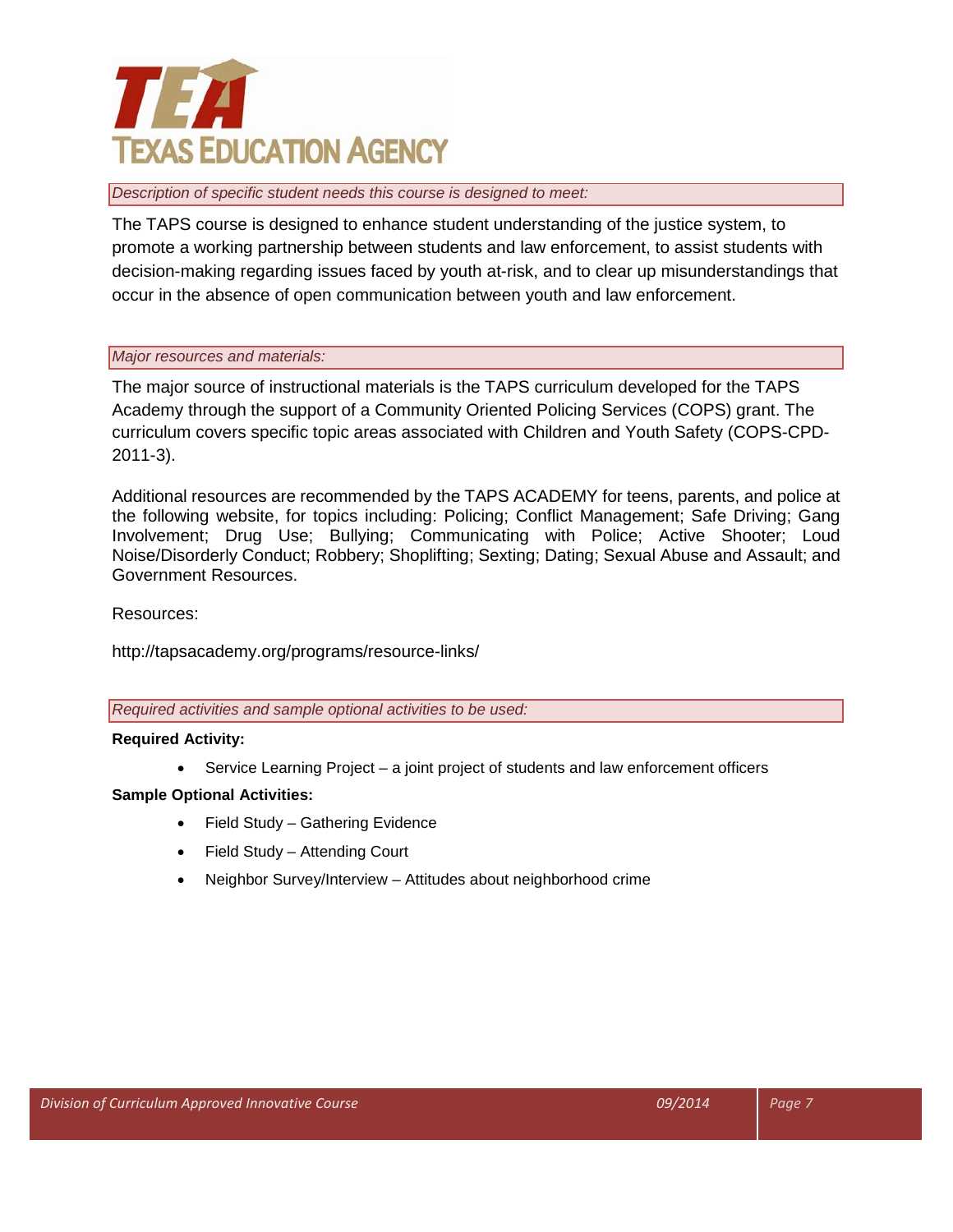*Description of specific student needs this course is designed to meet:*

The TAPS course is designed to enhance student understanding of the justice system, to promote a working partnership between students and law enforcement, to assist students with decision-making regarding issues faced by youth at-risk, and to clear up misunderstandings that occur in the absence of open communication between youth and law enforcement.

*Major resources and materials:*

The major source of instructional materials is the TAPS curriculum developed for the TAPS Academy through the support of a Community Oriented Policing Services (COPS) grant. The curriculum covers specific topic areas associated with Children and Youth Safety (COPS-CPD-2011-3).

Additional resources are recommended by the TAPS ACADEMY for teens, parents, and police at the following website, for topics including: Policing; Conflict Management; Safe Driving; Gang Involvement; Drug Use; Bullying; Communicating with Police; Active Shooter; Loud Noise/Disorderly Conduct; Robbery; Shoplifting; Sexting; Dating; Sexual Abuse and Assault; and Government Resources.

Resources:

http://tapsacademy.org/programs/resource-links/

*Required activities and sample optional activities to be used:*

**Required Activity:**

- Service Learning Project – a joint project of students and law enforcement officers

**Sample Optional Activities:**

- Field Study – Gathering Evidence
- Field Study – Attending Court
- Neighbor Survey/Interview – Attitudes about neighborhood crime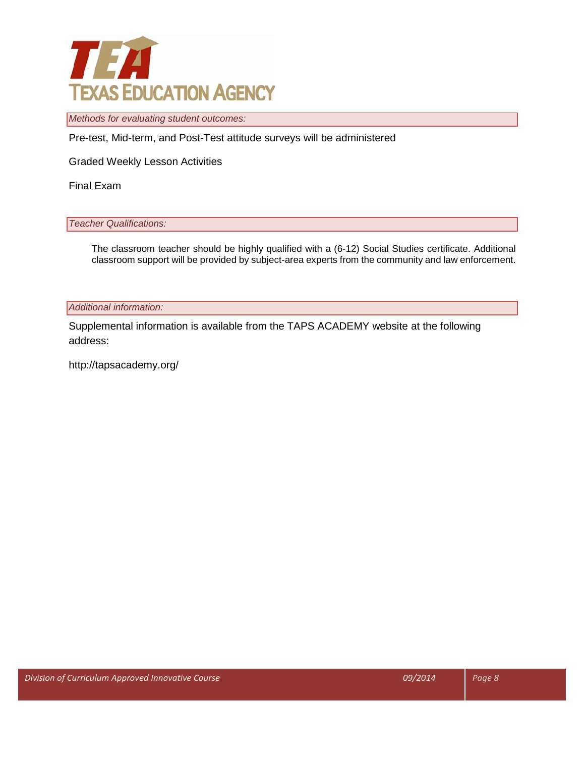*Methods for evaluating student outcomes:*

Pre-test, Mid-term, and Post-Test attitude surveys will be administered

Graded Weekly Lesson Activities

Final Exam

*Teacher Qualifications:*

The classroom teacher should be highly qualified with a (6-12) Social Studies certificate. Additional classroom support will be provided by subject-area experts from the community and law enforcement.

*Additional information:*

Supplemental information is available from the TAPS ACADEMY website at the following address:

http://tapsacademy.org/